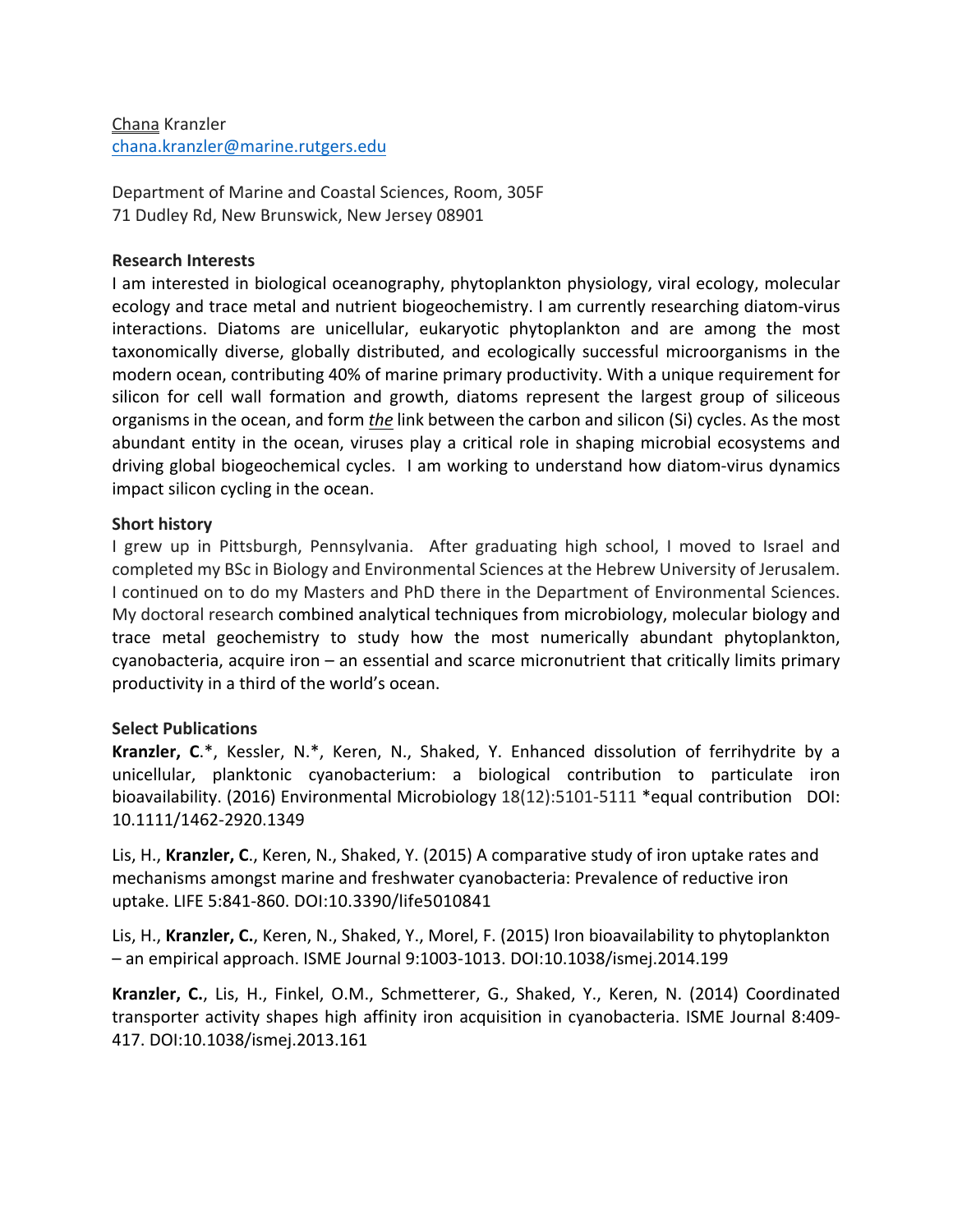Chana Kranzler
chana.kranzler@marine.rutgers.edu

Department of Marine and Coastal Sciences, Room, 305F
71 Dudley Rd, New Brunswick, New Jersey 08901

**Research Interests**

I am interested in biological oceanography, phytoplankton physiology, viral ecology, molecular ecology and trace metal and nutrient biogeochemistry. I am currently researching diatom-virus interactions. Diatoms are unicellular, eukaryotic phytoplankton and are among the most taxonomically diverse, globally distributed, and ecologically successful microorganisms in the modern ocean, contributing 40% of marine primary productivity. With a unique requirement for silicon for cell wall formation and growth, diatoms represent the largest group of siliceous organisms in the ocean, and form *the* link between the carbon and silicon (Si) cycles. As the most abundant entity in the ocean, viruses play a critical role in shaping microbial ecosystems and driving global biogeochemical cycles. I am working to understand how diatom-virus dynamics impact silicon cycling in the ocean.

**Short history**

I grew up in Pittsburgh, Pennsylvania. After graduating high school, I moved to Israel and completed my BSc in Biology and Environmental Sciences at the Hebrew University of Jerusalem. I continued on to do my Masters and PhD there in the Department of Environmental Sciences. My doctoral research combined analytical techniques from microbiology, molecular biology and trace metal geochemistry to study how the most numerically abundant phytoplankton, cyanobacteria, acquire iron – an essential and scarce micronutrient that critically limits primary productivity in a third of the world's ocean.

**Select Publications**

**Kranzler, C**.*, Kessler, N.*, Keren, N., Shaked, Y. Enhanced dissolution of ferrihydrite by a unicellular, planktonic cyanobacterium: a biological contribution to particulate iron bioavailability. (2016) Environmental Microbiology 18(12):5101-5111 *equal contribution DOI: 10.1111/1462-2920.1349

Lis, H., **Kranzler, C**., Keren, N., Shaked, Y. (2015) A comparative study of iron uptake rates and mechanisms amongst marine and freshwater cyanobacteria: Prevalence of reductive iron uptake. LIFE 5:841-860. DOI:10.3390/life5010841

Lis, H., **Kranzler, C.**, Keren, N., Shaked, Y., Morel, F. (2015) Iron bioavailability to phytoplankton – an empirical approach. ISME Journal 9:1003-1013. DOI:10.1038/ismej.2014.199

**Kranzler, C.**, Lis, H., Finkel, O.M., Schmetterer, G., Shaked, Y., Keren, N. (2014) Coordinated transporter activity shapes high affinity iron acquisition in cyanobacteria. ISME Journal 8:409-417. DOI:10.1038/ismej.2013.161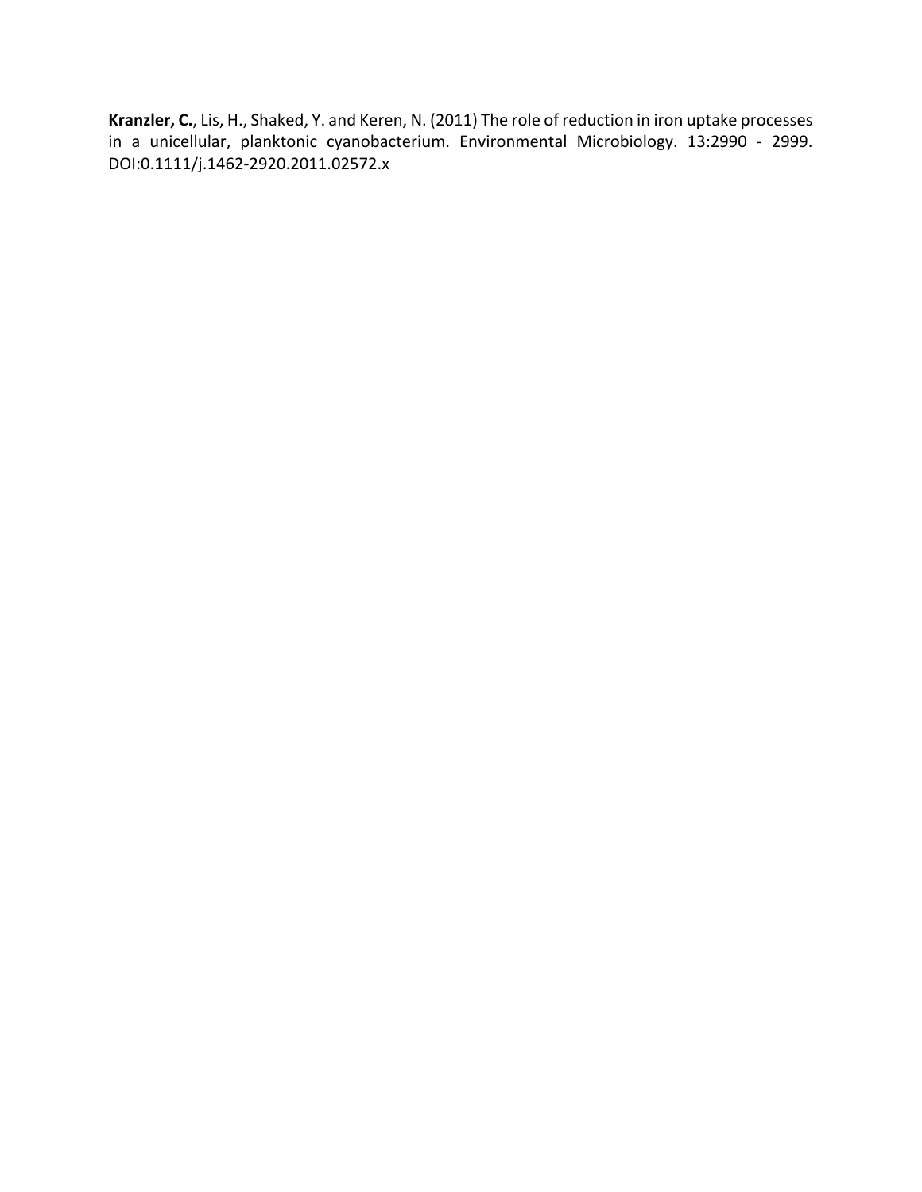**Kranzler, C.**, Lis, H., Shaked, Y. and Keren, N. (2011) The role of reduction in iron uptake processes in a unicellular, planktonic cyanobacterium. Environmental Microbiology. 13:2990 - 2999. DOI:0.1111/j.1462-2920.2011.02572.x